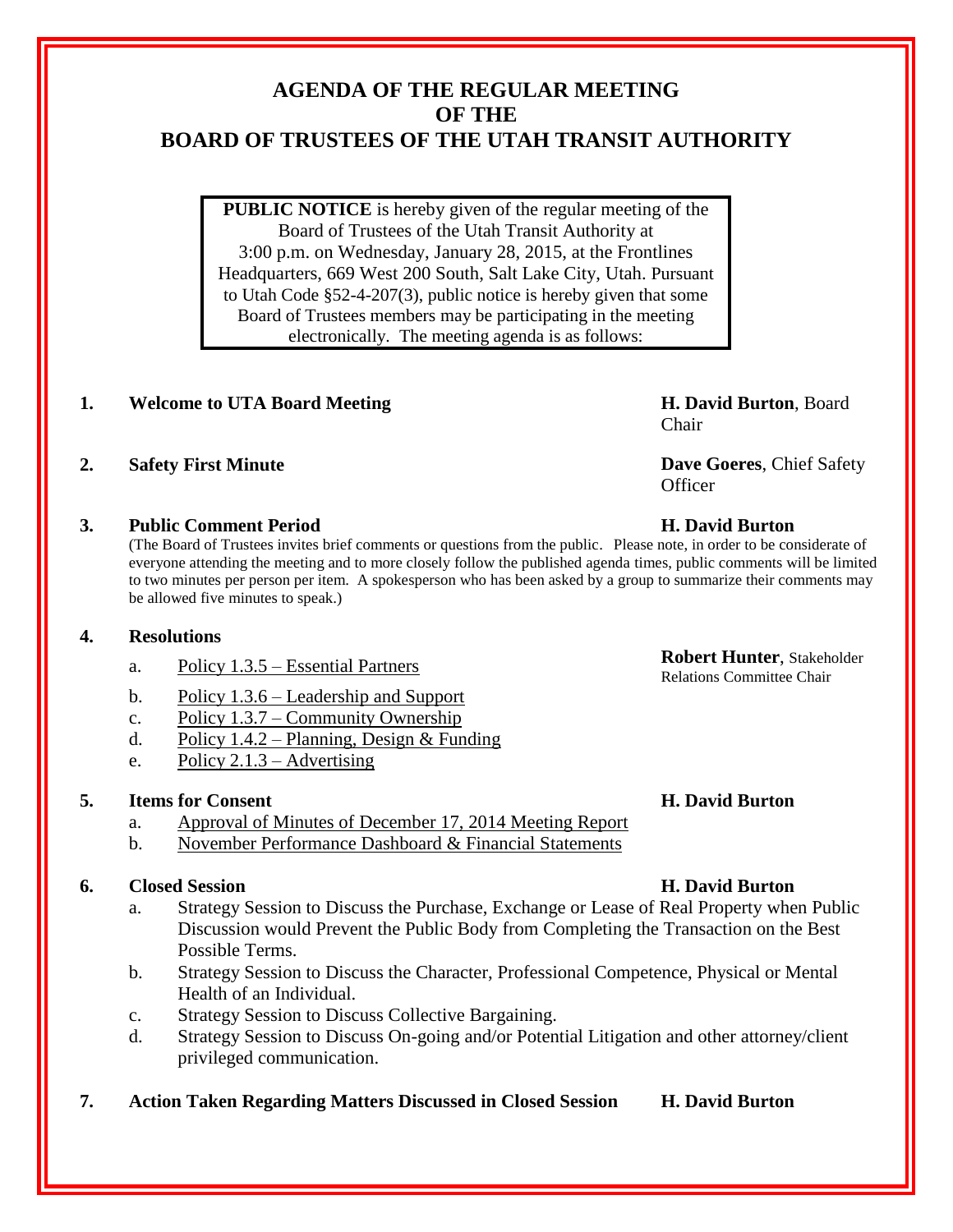# AGENDA OF THE REGULAR MEETING OF THE BOARD OF TRUSTEES OF THE UTAH TRANSIT AUTHORITY

**PUBLIC NOTICE** is hereby given of the regular meeting of the Board of Trustees of the Utah Transit Authority at 3:00 p.m. on Wednesday, January 28, 2015, at the Frontlines Headquarters, 669 West 200 South, Salt Lake City, Utah. Pursuant to Utah Code §52-4-207(3), public notice is hereby given that some Board of Trustees members may be participating in the meeting electronically. The meeting agenda is as follows:

1. **Welcome to UTA Board Meeting** — **H. David Burton**, Board Chair

2. **Safety First Minute** — **Dave Goeres**, Chief Safety Officer

3. **Public Comment Period** — **H. David Burton**

   (The Board of Trustees invites brief comments or questions from the public. Please note, in order to be considerate of everyone attending the meeting and to more closely follow the published agenda times, public comments will be limited to two minutes per person per item. A spokesperson who has been asked by a group to summarize their comments may be allowed five minutes to speak.)

4. **Resolutions** — **Robert Hunter**, Stakeholder Relations Committee Chair
   a. Policy 1.3.5 – Essential Partners
   b. Policy 1.3.6 – Leadership and Support
   c. Policy 1.3.7 – Community Ownership
   d. Policy 1.4.2 – Planning, Design & Funding
   e. Policy 2.1.3 – Advertising

5. **Items for Consent** — **H. David Burton**
   a. Approval of Minutes of December 17, 2014 Meeting Report
   b. November Performance Dashboard & Financial Statements

6. **Closed Session** — **H. David Burton**
   a. Strategy Session to Discuss the Purchase, Exchange or Lease of Real Property when Public Discussion would Prevent the Public Body from Completing the Transaction on the Best Possible Terms.
   b. Strategy Session to Discuss the Character, Professional Competence, Physical or Mental Health of an Individual.
   c. Strategy Session to Discuss Collective Bargaining.
   d. Strategy Session to Discuss On-going and/or Potential Litigation and other attorney/client privileged communication.

7. **Action Taken Regarding Matters Discussed in Closed Session** — **H. David Burton**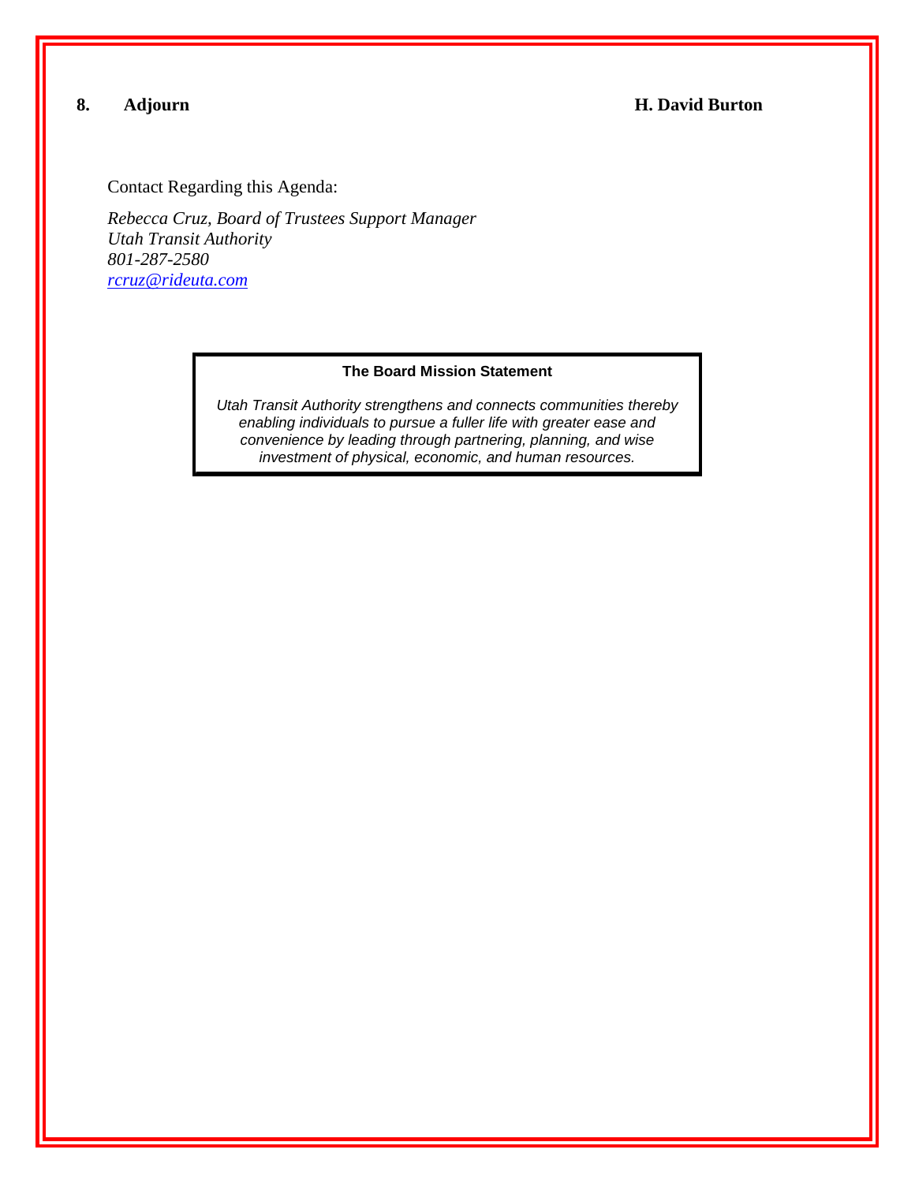**8. Adjourn** **H. David Burton**

Contact Regarding this Agenda:

*Rebecca Cruz, Board of Trustees Support Manager*
*Utah Transit Authority*
*801-287-2580*
*rcruz@rideuta.com*

**The Board Mission Statement**

*Utah Transit Authority strengthens and connects communities thereby enabling individuals to pursue a fuller life with greater ease and convenience by leading through partnering, planning, and wise investment of physical, economic, and human resources.*